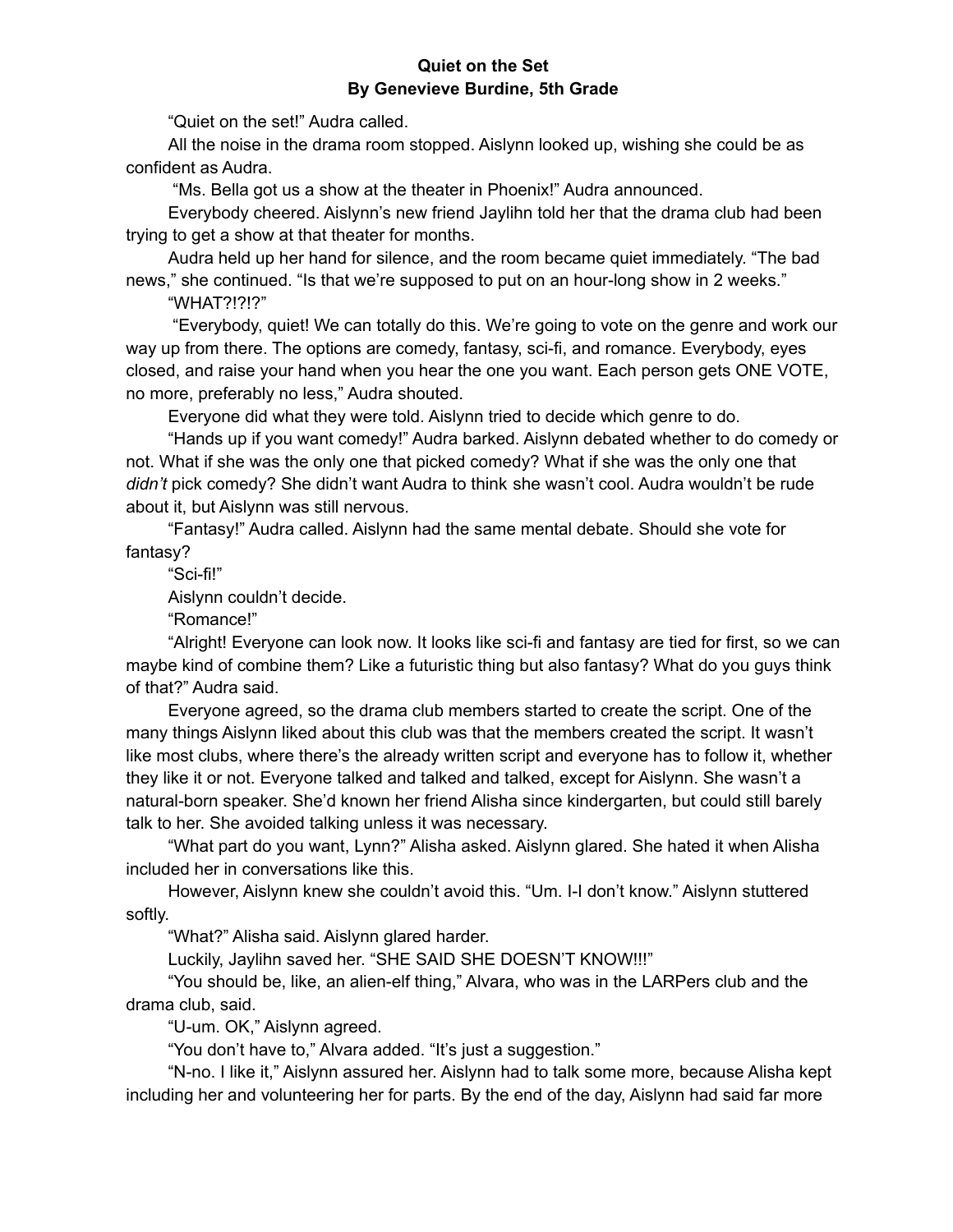# Quiet on the Set

**By Genevieve Burdine, 5th Grade**

"Quiet on the set!" Audra called.

All the noise in the drama room stopped. Aislynn looked up, wishing she could be as confident as Audra.

"Ms. Bella got us a show at the theater in Phoenix!" Audra announced.

Everybody cheered. Aislynn's new friend Jaylihn told her that the drama club had been trying to get a show at that theater for months.

Audra held up her hand for silence, and the room became quiet immediately. "The bad news," she continued. "Is that we're supposed to put on an hour-long show in 2 weeks."

"WHAT?!?!?"

"Everybody, quiet! We can totally do this. We're going to vote on the genre and work our way up from there. The options are comedy, fantasy, sci-fi, and romance. Everybody, eyes closed, and raise your hand when you hear the one you want. Each person gets ONE VOTE, no more, preferably no less," Audra shouted.

Everyone did what they were told. Aislynn tried to decide which genre to do.

"Hands up if you want comedy!" Audra barked. Aislynn debated whether to do comedy or not. What if she was the only one that picked comedy? What if she was the only one that *didn't* pick comedy? She didn't want Audra to think she wasn't cool. Audra wouldn't be rude about it, but Aislynn was still nervous.

"Fantasy!" Audra called. Aislynn had the same mental debate. Should she vote for fantasy?

"Sci-fi!"

Aislynn couldn't decide.

"Romance!"

"Alright! Everyone can look now. It looks like sci-fi and fantasy are tied for first, so we can maybe kind of combine them? Like a futuristic thing but also fantasy? What do you guys think of that?" Audra said.

Everyone agreed, so the drama club members started to create the script. One of the many things Aislynn liked about this club was that the members created the script. It wasn't like most clubs, where there's the already written script and everyone has to follow it, whether they like it or not. Everyone talked and talked and talked, except for Aislynn. She wasn't a natural-born speaker. She'd known her friend Alisha since kindergarten, but could still barely talk to her. She avoided talking unless it was necessary.

"What part do you want, Lynn?" Alisha asked. Aislynn glared. She hated it when Alisha included her in conversations like this.

However, Aislynn knew she couldn't avoid this. "Um. I-I don't know." Aislynn stuttered softly.

"What?" Alisha said. Aislynn glared harder.

Luckily, Jaylihn saved her. "SHE SAID SHE DOESN'T KNOW!!!"

"You should be, like, an alien-elf thing," Alvara, who was in the LARPers club and the drama club, said.

"U-um. OK," Aislynn agreed.

"You don't have to," Alvara added. "It's just a suggestion."

"N-no. I like it," Aislynn assured her. Aislynn had to talk some more, because Alisha kept including her and volunteering her for parts. By the end of the day, Aislynn had said far more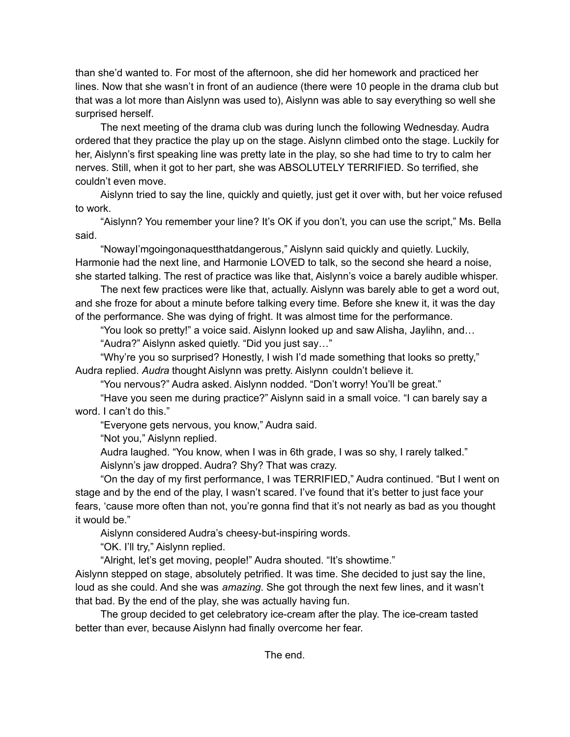than she'd wanted to. For most of the afternoon, she did her homework and practiced her lines. Now that she wasn't in front of an audience (there were 10 people in the drama club but that was a lot more than Aislynn was used to), Aislynn was able to say everything so well she surprised herself.

The next meeting of the drama club was during lunch the following Wednesday. Audra ordered that they practice the play up on the stage. Aislynn climbed onto the stage. Luckily for her, Aislynn's first speaking line was pretty late in the play, so she had time to try to calm her nerves. Still, when it got to her part, she was ABSOLUTELY TERRIFIED. So terrified, she couldn't even move.

Aislynn tried to say the line, quickly and quietly, just get it over with, but her voice refused to work.

"Aislynn? You remember your line? It's OK if you don't, you can use the script," Ms. Bella said.

"NowayI'mgoingonaquestthatdangerous," Aislynn said quickly and quietly. Luckily, Harmonie had the next line, and Harmonie LOVED to talk, so the second she heard a noise, she started talking. The rest of practice was like that, Aislynn's voice a barely audible whisper.

The next few practices were like that, actually. Aislynn was barely able to get a word out, and she froze for about a minute before talking every time. Before she knew it, it was the day of the performance. She was dying of fright. It was almost time for the performance.

"You look so pretty!" a voice said. Aislynn looked up and saw Alisha, Jaylihn, and…

"Audra?" Aislynn asked quietly. "Did you just say…"

"Why're you so surprised? Honestly, I wish I'd made something that looks so pretty," Audra replied. *Audra* thought Aislynn was pretty. Aislynn couldn't believe it.

"You nervous?" Audra asked. Aislynn nodded. "Don't worry! You'll be great."

"Have you seen me during practice?" Aislynn said in a small voice. "I can barely say a word. I can't do this."

"Everyone gets nervous, you know," Audra said.

"Not you," Aislynn replied.

Audra laughed. "You know, when I was in 6th grade, I was so shy, I rarely talked."

Aislynn's jaw dropped. Audra? Shy? That was crazy.

"On the day of my first performance, I was TERRIFIED," Audra continued. "But I went on stage and by the end of the play, I wasn't scared. I've found that it's better to just face your fears, 'cause more often than not, you're gonna find that it's not nearly as bad as you thought it would be."

Aislynn considered Audra's cheesy-but-inspiring words.

"OK. I'll try," Aislynn replied.

"Alright, let's get moving, people!" Audra shouted. "It's showtime."

Aislynn stepped on stage, absolutely petrified. It was time. She decided to just say the line, loud as she could. And she was *amazing*. She got through the next few lines, and it wasn't that bad. By the end of the play, she was actually having fun.

The group decided to get celebratory ice-cream after the play. The ice-cream tasted better than ever, because Aislynn had finally overcome her fear.

The end.